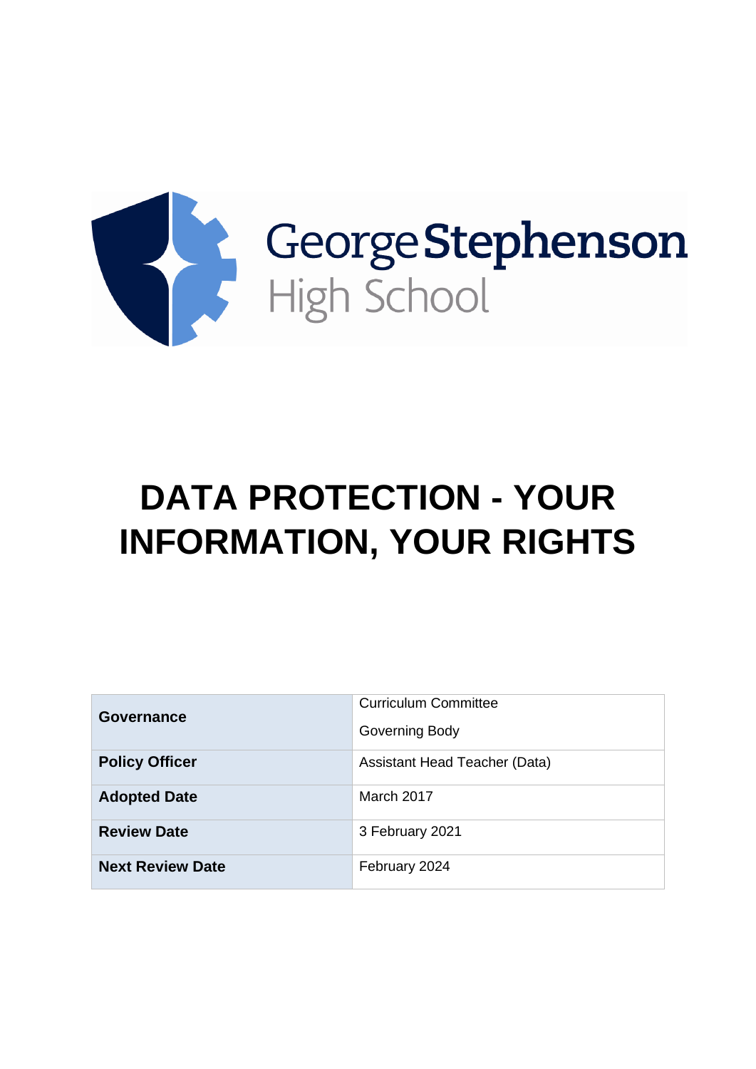George Stephenson High School

# DATA PROTECTION - YOUR INFORMATION, YOUR RIGHTS

| | |
|---|---|
| **Governance** | Curriculum Committee<br>Governing Body |
| **Policy Officer** | Assistant Head Teacher (Data) |
| **Adopted Date** | March 2017 |
| **Review Date** | 3 February 2021 |
| **Next Review Date** | February 2024 |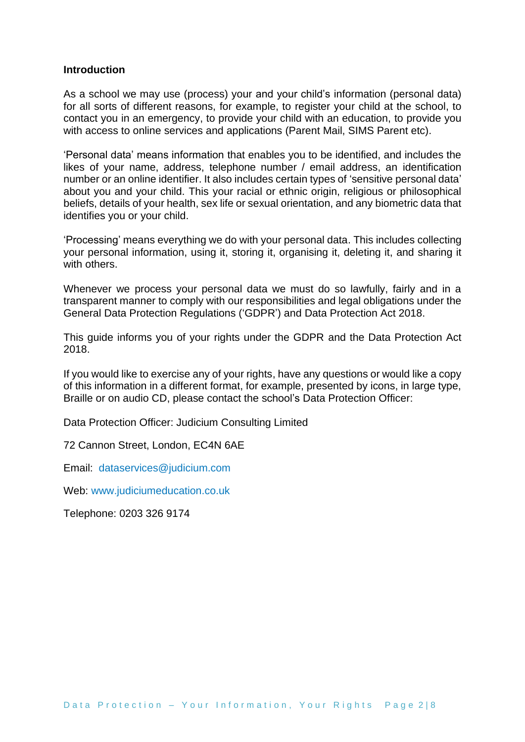**Introduction**

As a school we may use (process) your and your child's information (personal data) for all sorts of different reasons, for example, to register your child at the school, to contact you in an emergency, to provide your child with an education, to provide you with access to online services and applications (Parent Mail, SIMS Parent etc).

'Personal data' means information that enables you to be identified, and includes the likes of your name, address, telephone number / email address, an identification number or an online identifier. It also includes certain types of 'sensitive personal data' about you and your child. This your racial or ethnic origin, religious or philosophical beliefs, details of your health, sex life or sexual orientation, and any biometric data that identifies you or your child.

'Processing' means everything we do with your personal data. This includes collecting your personal information, using it, storing it, organising it, deleting it, and sharing it with others.

Whenever we process your personal data we must do so lawfully, fairly and in a transparent manner to comply with our responsibilities and legal obligations under the General Data Protection Regulations ('GDPR') and Data Protection Act 2018.

This guide informs you of your rights under the GDPR and the Data Protection Act 2018.

If you would like to exercise any of your rights, have any questions or would like a copy of this information in a different format, for example, presented by icons, in large type, Braille or on audio CD, please contact the school's Data Protection Officer:

Data Protection Officer: Judicium Consulting Limited

72 Cannon Street, London, EC4N 6AE

Email: dataservices@judicium.com

Web: www.judiciumeducation.co.uk

Telephone: 0203 326 9174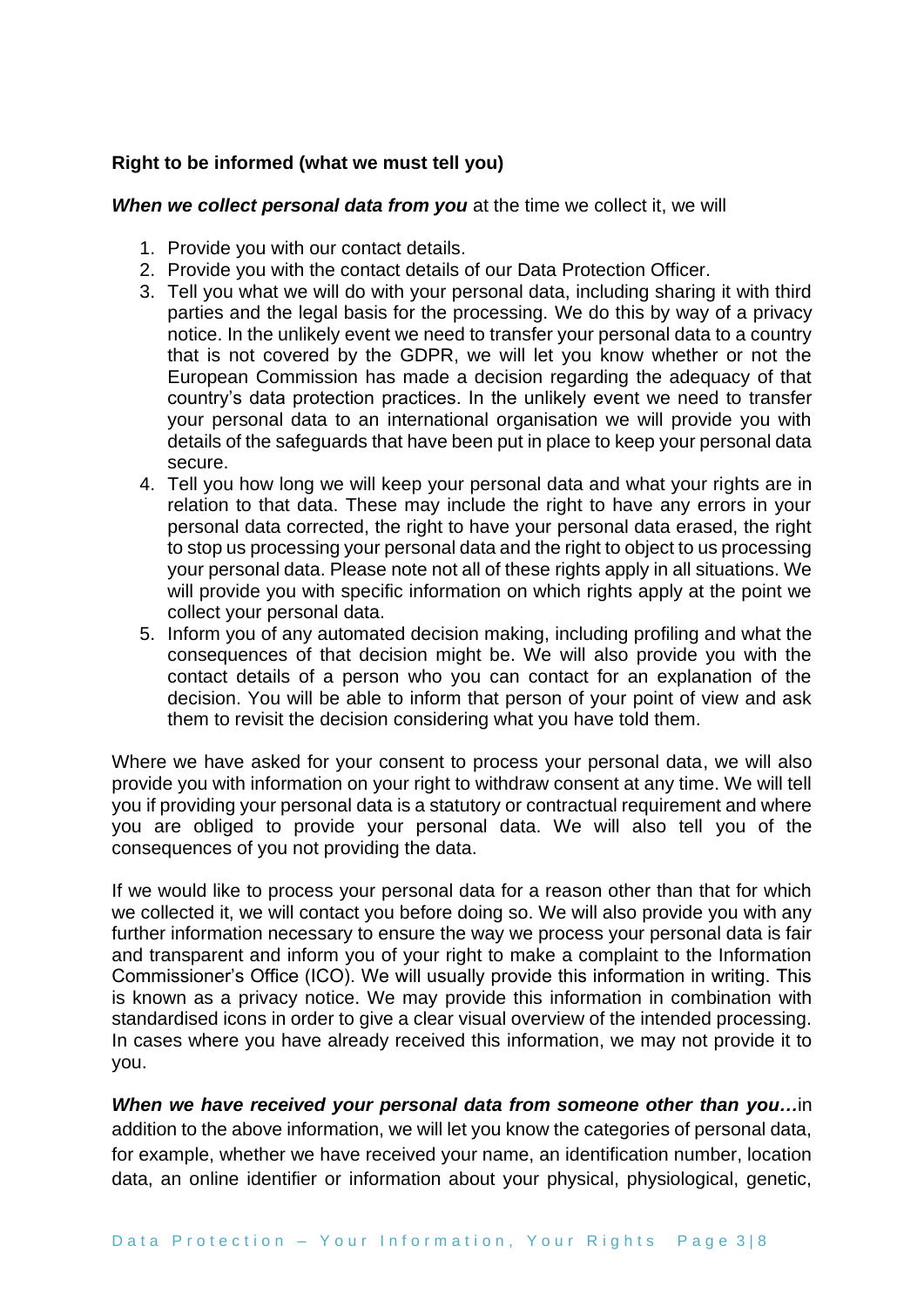**Right to be informed (what we must tell you)**

***When we collect personal data from you*** at the time we collect it, we will

1. Provide you with our contact details.
2. Provide you with the contact details of our Data Protection Officer.
3. Tell you what we will do with your personal data, including sharing it with third parties and the legal basis for the processing. We do this by way of a privacy notice. In the unlikely event we need to transfer your personal data to a country that is not covered by the GDPR, we will let you know whether or not the European Commission has made a decision regarding the adequacy of that country's data protection practices. In the unlikely event we need to transfer your personal data to an international organisation we will provide you with details of the safeguards that have been put in place to keep your personal data secure.
4. Tell you how long we will keep your personal data and what your rights are in relation to that data. These may include the right to have any errors in your personal data corrected, the right to have your personal data erased, the right to stop us processing your personal data and the right to object to us processing your personal data. Please note not all of these rights apply in all situations. We will provide you with specific information on which rights apply at the point we collect your personal data.
5. Inform you of any automated decision making, including profiling and what the consequences of that decision might be. We will also provide you with the contact details of a person who you can contact for an explanation of the decision. You will be able to inform that person of your point of view and ask them to revisit the decision considering what you have told them.

Where we have asked for your consent to process your personal data, we will also provide you with information on your right to withdraw consent at any time. We will tell you if providing your personal data is a statutory or contractual requirement and where you are obliged to provide your personal data. We will also tell you of the consequences of you not providing the data.

If we would like to process your personal data for a reason other than that for which we collected it, we will contact you before doing so. We will also provide you with any further information necessary to ensure the way we process your personal data is fair and transparent and inform you of your right to make a complaint to the Information Commissioner's Office (ICO). We will usually provide this information in writing. This is known as a privacy notice. We may provide this information in combination with standardised icons in order to give a clear visual overview of the intended processing. In cases where you have already received this information, we may not provide it to you.

***When we have received your personal data from someone other than you…***in addition to the above information, we will let you know the categories of personal data, for example, whether we have received your name, an identification number, location data, an online identifier or information about your physical, physiological, genetic,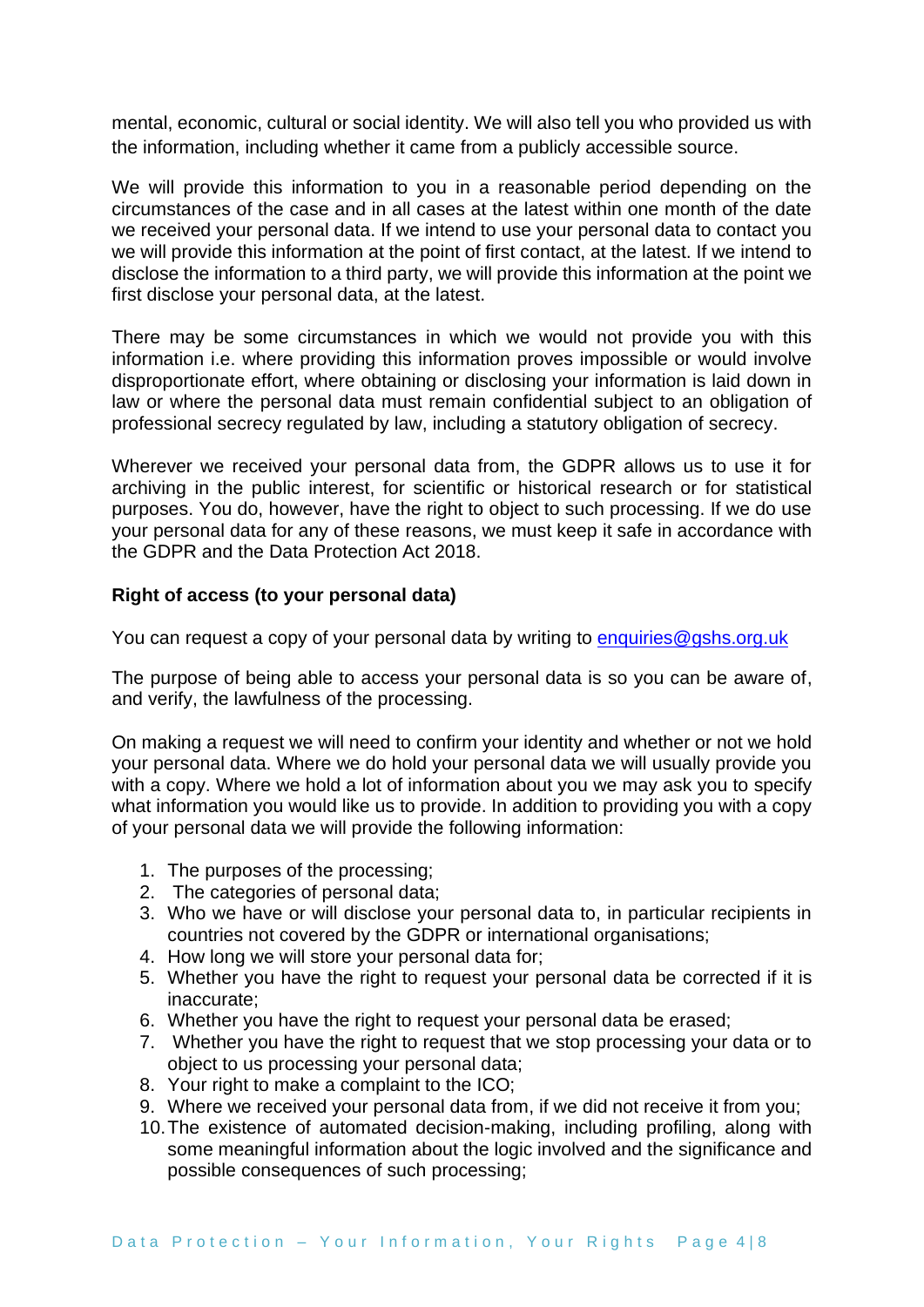mental, economic, cultural or social identity. We will also tell you who provided us with the information, including whether it came from a publicly accessible source.

We will provide this information to you in a reasonable period depending on the circumstances of the case and in all cases at the latest within one month of the date we received your personal data. If we intend to use your personal data to contact you we will provide this information at the point of first contact, at the latest. If we intend to disclose the information to a third party, we will provide this information at the point we first disclose your personal data, at the latest.

There may be some circumstances in which we would not provide you with this information i.e. where providing this information proves impossible or would involve disproportionate effort, where obtaining or disclosing your information is laid down in law or where the personal data must remain confidential subject to an obligation of professional secrecy regulated by law, including a statutory obligation of secrecy.

Wherever we received your personal data from, the GDPR allows us to use it for archiving in the public interest, for scientific or historical research or for statistical purposes. You do, however, have the right to object to such processing. If we do use your personal data for any of these reasons, we must keep it safe in accordance with the GDPR and the Data Protection Act 2018.

**Right of access (to your personal data)**

You can request a copy of your personal data by writing to [enquiries@gshs.org.uk](mailto:enquiries@gshs.org.uk)

The purpose of being able to access your personal data is so you can be aware of, and verify, the lawfulness of the processing.

On making a request we will need to confirm your identity and whether or not we hold your personal data. Where we do hold your personal data we will usually provide you with a copy. Where we hold a lot of information about you we may ask you to specify what information you would like us to provide. In addition to providing you with a copy of your personal data we will provide the following information:

1. The purposes of the processing;
2. The categories of personal data;
3. Who we have or will disclose your personal data to, in particular recipients in countries not covered by the GDPR or international organisations;
4. How long we will store your personal data for;
5. Whether you have the right to request your personal data be corrected if it is inaccurate;
6. Whether you have the right to request your personal data be erased;
7. Whether you have the right to request that we stop processing your data or to object to us processing your personal data;
8. Your right to make a complaint to the ICO;
9. Where we received your personal data from, if we did not receive it from you;
10. The existence of automated decision-making, including profiling, along with some meaningful information about the logic involved and the significance and possible consequences of such processing;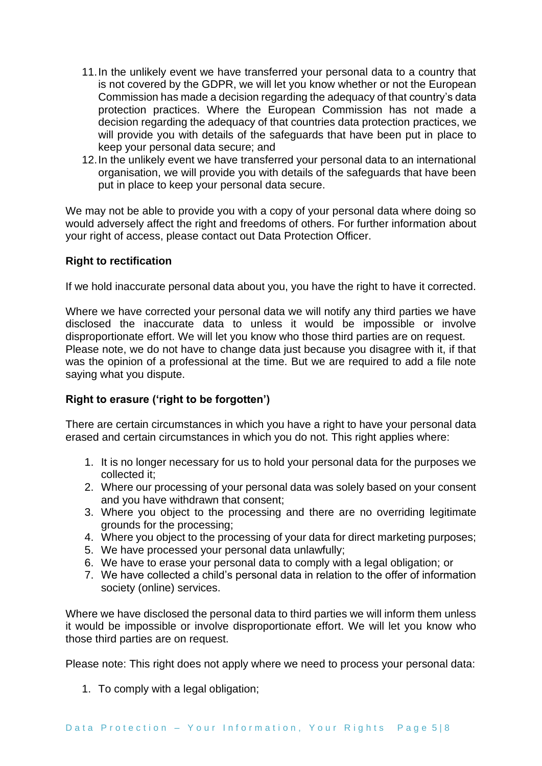11. In the unlikely event we have transferred your personal data to a country that is not covered by the GDPR, we will let you know whether or not the European Commission has made a decision regarding the adequacy of that country's data protection practices. Where the European Commission has not made a decision regarding the adequacy of that countries data protection practices, we will provide you with details of the safeguards that have been put in place to keep your personal data secure; and
12. In the unlikely event we have transferred your personal data to an international organisation, we will provide you with details of the safeguards that have been put in place to keep your personal data secure.

We may not be able to provide you with a copy of your personal data where doing so would adversely affect the right and freedoms of others. For further information about your right of access, please contact out Data Protection Officer.

**Right to rectification**

If we hold inaccurate personal data about you, you have the right to have it corrected.

Where we have corrected your personal data we will notify any third parties we have disclosed the inaccurate data to unless it would be impossible or involve disproportionate effort. We will let you know who those third parties are on request. Please note, we do not have to change data just because you disagree with it, if that was the opinion of a professional at the time. But we are required to add a file note saying what you dispute.

**Right to erasure ('right to be forgotten')**

There are certain circumstances in which you have a right to have your personal data erased and certain circumstances in which you do not. This right applies where:

1. It is no longer necessary for us to hold your personal data for the purposes we collected it;
2. Where our processing of your personal data was solely based on your consent and you have withdrawn that consent;
3. Where you object to the processing and there are no overriding legitimate grounds for the processing;
4. Where you object to the processing of your data for direct marketing purposes;
5. We have processed your personal data unlawfully;
6. We have to erase your personal data to comply with a legal obligation; or
7. We have collected a child's personal data in relation to the offer of information society (online) services.

Where we have disclosed the personal data to third parties we will inform them unless it would be impossible or involve disproportionate effort. We will let you know who those third parties are on request.

Please note: This right does not apply where we need to process your personal data:

1. To comply with a legal obligation;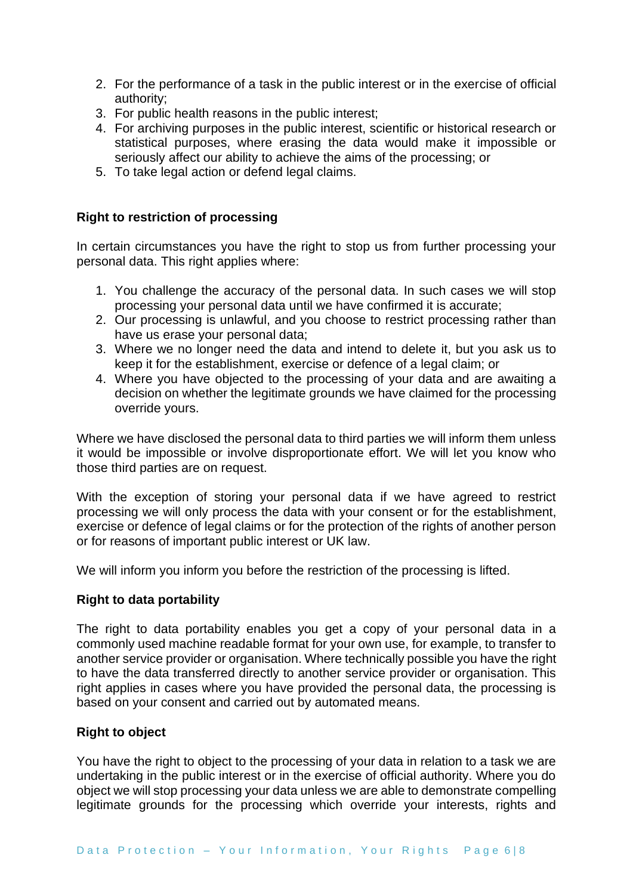2. For the performance of a task in the public interest or in the exercise of official authority;
3. For public health reasons in the public interest;
4. For archiving purposes in the public interest, scientific or historical research or statistical purposes, where erasing the data would make it impossible or seriously affect our ability to achieve the aims of the processing; or
5. To take legal action or defend legal claims.

**Right to restriction of processing**

In certain circumstances you have the right to stop us from further processing your personal data. This right applies where:

1. You challenge the accuracy of the personal data. In such cases we will stop processing your personal data until we have confirmed it is accurate;
2. Our processing is unlawful, and you choose to restrict processing rather than have us erase your personal data;
3. Where we no longer need the data and intend to delete it, but you ask us to keep it for the establishment, exercise or defence of a legal claim; or
4. Where you have objected to the processing of your data and are awaiting a decision on whether the legitimate grounds we have claimed for the processing override yours.

Where we have disclosed the personal data to third parties we will inform them unless it would be impossible or involve disproportionate effort. We will let you know who those third parties are on request.

With the exception of storing your personal data if we have agreed to restrict processing we will only process the data with your consent or for the establishment, exercise or defence of legal claims or for the protection of the rights of another person or for reasons of important public interest or UK law.

We will inform you inform you before the restriction of the processing is lifted.

**Right to data portability**

The right to data portability enables you get a copy of your personal data in a commonly used machine readable format for your own use, for example, to transfer to another service provider or organisation. Where technically possible you have the right to have the data transferred directly to another service provider or organisation. This right applies in cases where you have provided the personal data, the processing is based on your consent and carried out by automated means.

**Right to object**

You have the right to object to the processing of your data in relation to a task we are undertaking in the public interest or in the exercise of official authority. Where you do object we will stop processing your data unless we are able to demonstrate compelling legitimate grounds for the processing which override your interests, rights and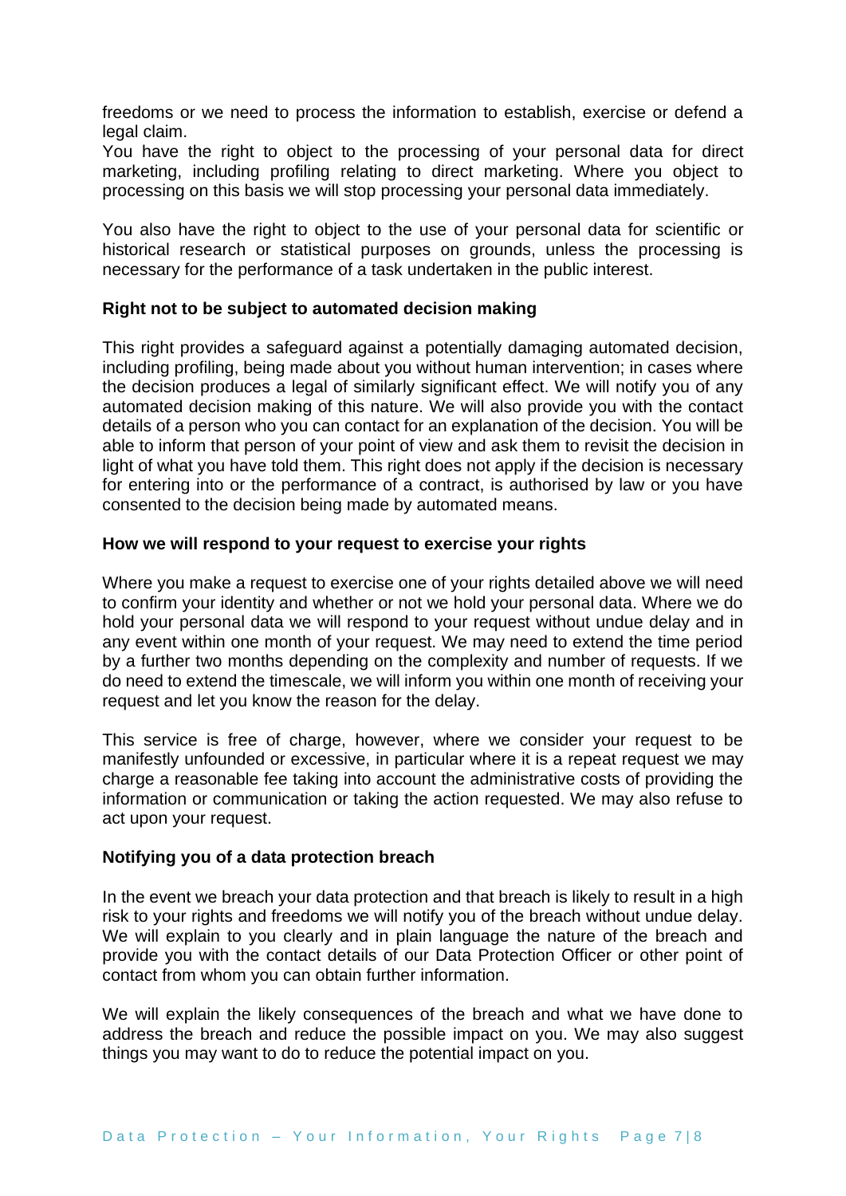freedoms or we need to process the information to establish, exercise or defend a legal claim.
You have the right to object to the processing of your personal data for direct marketing, including profiling relating to direct marketing. Where you object to processing on this basis we will stop processing your personal data immediately.

You also have the right to object to the use of your personal data for scientific or historical research or statistical purposes on grounds, unless the processing is necessary for the performance of a task undertaken in the public interest.

**Right not to be subject to automated decision making**

This right provides a safeguard against a potentially damaging automated decision, including profiling, being made about you without human intervention; in cases where the decision produces a legal of similarly significant effect. We will notify you of any automated decision making of this nature. We will also provide you with the contact details of a person who you can contact for an explanation of the decision. You will be able to inform that person of your point of view and ask them to revisit the decision in light of what you have told them. This right does not apply if the decision is necessary for entering into or the performance of a contract, is authorised by law or you have consented to the decision being made by automated means.

**How we will respond to your request to exercise your rights**

Where you make a request to exercise one of your rights detailed above we will need to confirm your identity and whether or not we hold your personal data. Where we do hold your personal data we will respond to your request without undue delay and in any event within one month of your request. We may need to extend the time period by a further two months depending on the complexity and number of requests. If we do need to extend the timescale, we will inform you within one month of receiving your request and let you know the reason for the delay.

This service is free of charge, however, where we consider your request to be manifestly unfounded or excessive, in particular where it is a repeat request we may charge a reasonable fee taking into account the administrative costs of providing the information or communication or taking the action requested. We may also refuse to act upon your request.

**Notifying you of a data protection breach**

In the event we breach your data protection and that breach is likely to result in a high risk to your rights and freedoms we will notify you of the breach without undue delay. We will explain to you clearly and in plain language the nature of the breach and provide you with the contact details of our Data Protection Officer or other point of contact from whom you can obtain further information.

We will explain the likely consequences of the breach and what we have done to address the breach and reduce the possible impact on you. We may also suggest things you may want to do to reduce the potential impact on you.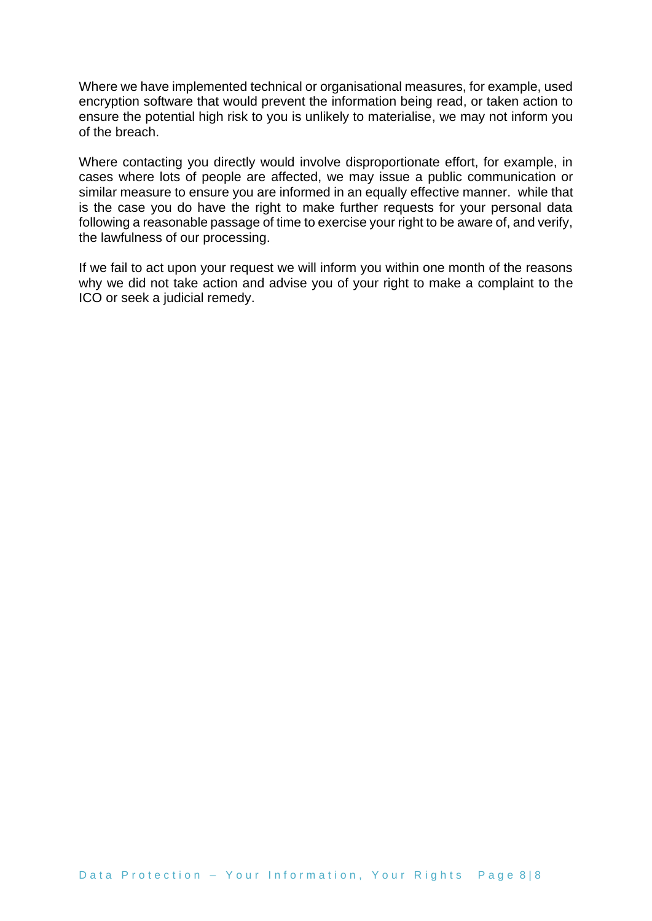Where we have implemented technical or organisational measures, for example, used encryption software that would prevent the information being read, or taken action to ensure the potential high risk to you is unlikely to materialise, we may not inform you of the breach.

Where contacting you directly would involve disproportionate effort, for example, in cases where lots of people are affected, we may issue a public communication or similar measure to ensure you are informed in an equally effective manner.  while that is the case you do have the right to make further requests for your personal data following a reasonable passage of time to exercise your right to be aware of, and verify, the lawfulness of our processing.

If we fail to act upon your request we will inform you within one month of the reasons why we did not take action and advise you of your right to make a complaint to the ICO or seek a judicial remedy.